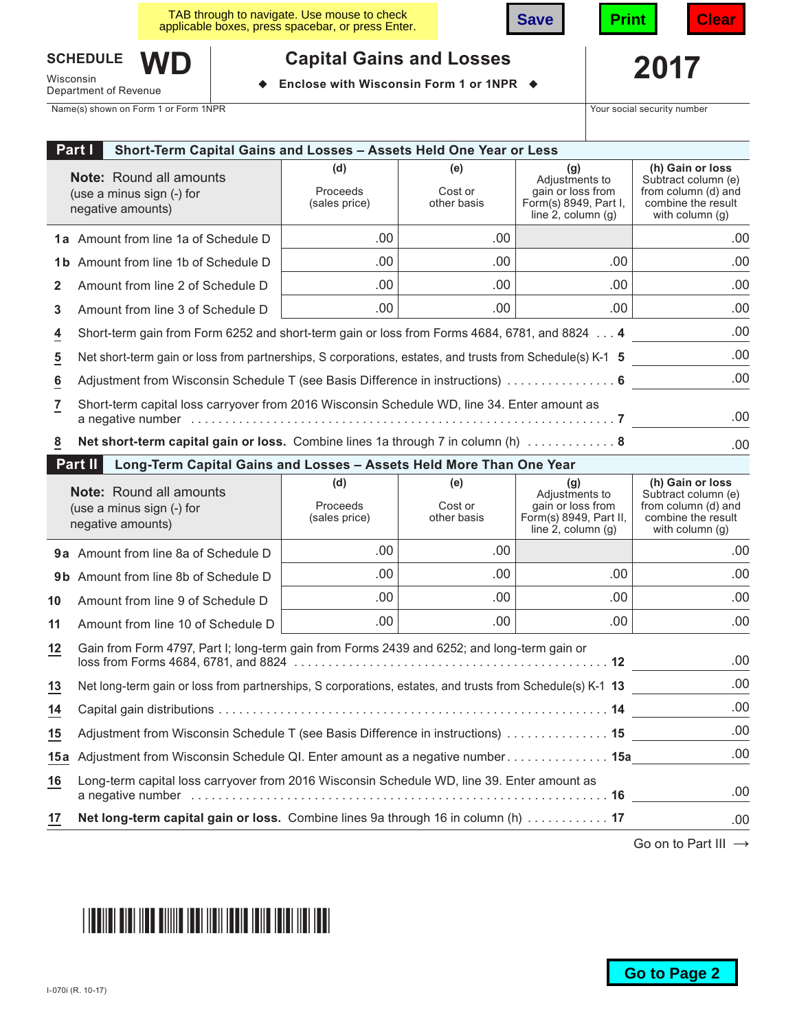TAB through to navigate. Use mouse to check applicable boxes, press spacebar, or press Enter.

Save | Print | Clear

# SCHEDULE WD

Wisconsin Department of Revenue

## Capital Gains and Losses

◆ Enclose with Wisconsin Form 1 or 1NPR ◆

**2017**

Name(s) shown on Form 1 or Form 1NPR | Your social security number

### Part I Short-Term Capital Gains and Losses – Assets Held One Year or Less

| **Note:** Round all amounts (use a minus sign (-) for negative amounts) | (d) Proceeds (sales price) | (e) Cost or other basis | (g) Adjustments to gain or loss from Form(s) 8949, Part I, line 2, column (g) | (h) Gain or loss Subtract column (e) from column (d) and combine the result with column (g) |
|---|---|---|---|---|
| **1a** Amount from line 1a of Schedule D | .00 | .00 | | .00 |
| **1b** Amount from line 1b of Schedule D | .00 | .00 | .00 | .00 |
| **2** Amount from line 2 of Schedule D | .00 | .00 | .00 | .00 |
| **3** Amount from line 3 of Schedule D | .00 | .00 | .00 | .00 |

**4** Short-term gain from Form 6252 and short-term gain or loss from Forms 4684, 6781, and 8824 . . . **4** .00

**5** Net short-term gain or loss from partnerships, S corporations, estates, and trusts from Schedule(s) K-1 **5** .00

**6** Adjustment from Wisconsin Schedule T (see Basis Difference in instructions) . . . . . . . . . . . . . . . . **6** .00

**7** Short-term capital loss carryover from 2016 Wisconsin Schedule WD, line 34. Enter amount as a negative number . . . . . . . . . . . . . . . . . . . . . . . . . . . . . . . . . . . . . . . . . . . . . . . . . . . . . . . . . . . . . **7** .00

**8** **Net short-term capital gain or loss.** Combine lines 1a through 7 in column (h) . . . . . . . . . . . . . **8** .00

### Part II Long-Term Capital Gains and Losses – Assets Held More Than One Year

| **Note:** Round all amounts (use a minus sign (-) for negative amounts) | (d) Proceeds (sales price) | (e) Cost or other basis | (g) Adjustments to gain or loss from Form(s) 8949, Part II, line 2, column (g) | (h) Gain or loss Subtract column (e) from column (d) and combine the result with column (g) |
|---|---|---|---|---|
| **9a** Amount from line 8a of Schedule D | .00 | .00 | | .00 |
| **9b** Amount from line 8b of Schedule D | .00 | .00 | .00 | .00 |
| **10** Amount from line 9 of Schedule D | .00 | .00 | .00 | .00 |
| **11** Amount from line 10 of Schedule D | .00 | .00 | .00 | .00 |

**12** Gain from Form 4797, Part I; long-term gain from Forms 2439 and 6252; and long-term gain or loss from Forms 4684, 6781, and 8824 . . . . . . . . . . . . . . . . . . . . . . . . . . . . . . . . . . . . . . . . . . . . . **12** .00

**13** Net long-term gain or loss from partnerships, S corporations, estates, and trusts from Schedule(s) K-1 **13** .00

**14** Capital gain distributions . . . . . . . . . . . . . . . . . . . . . . . . . . . . . . . . . . . . . . . . . . . . . . . . . . . . . . . . **14** .00

**15** Adjustment from Wisconsin Schedule T (see Basis Difference in instructions) . . . . . . . . . . . . . . . **15** .00

**15a** Adjustment from Wisconsin Schedule QI. Enter amount as a negative number . . . . . . . . . . . . . . . **15a** .00

**16** Long-term capital loss carryover from 2016 Wisconsin Schedule WD, line 39. Enter amount as a negative number . . . . . . . . . . . . . . . . . . . . . . . . . . . . . . . . . . . . . . . . . . . . . . . . . . . . . . . . . . . . . **16** .00

**17** **Net long-term capital gain or loss.** Combine lines 9a through 16 in column (h) . . . . . . . . . . . . **17** .00

Go on to Part III →

Go to Page 2

I-070i (R. 10-17)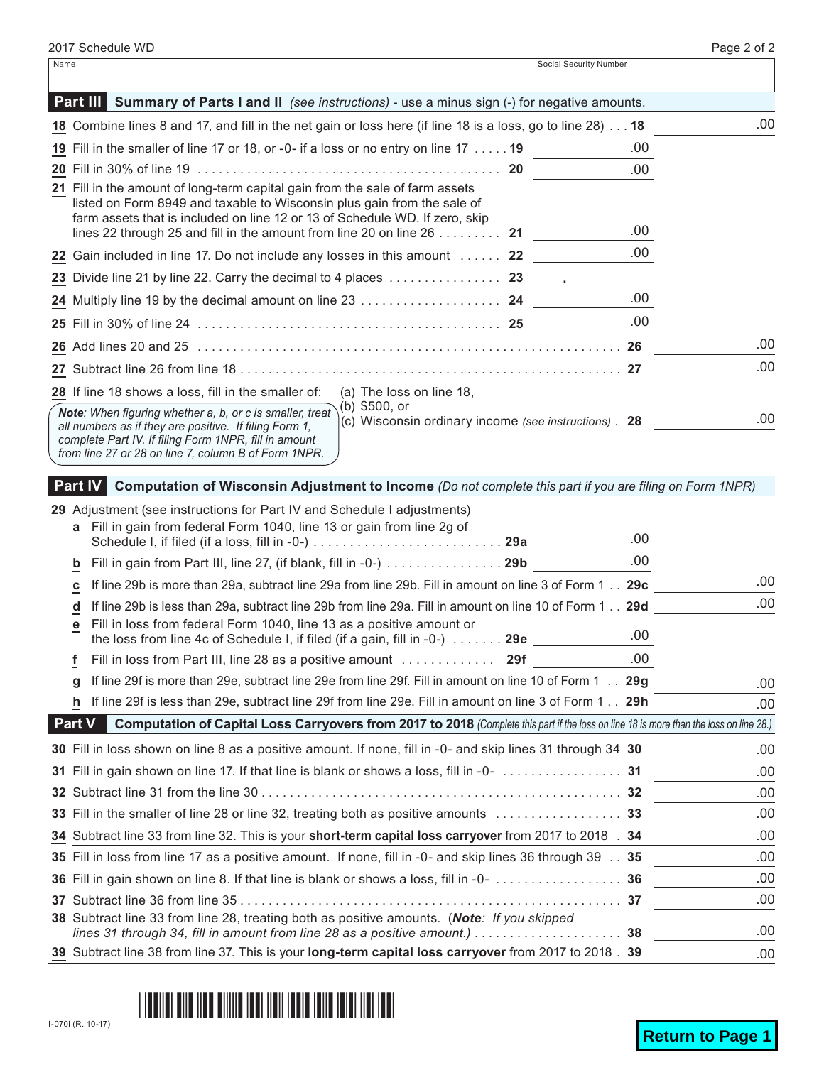2017 Schedule WD

| Name | Social Security Number |
|---|---|
| | |

## Part III Summary of Parts I and II *(see instructions)* - use a minus sign (-) for negative amounts.

| Line | Description | Line | Amount | Line | Amount |
|---|---|---|---|---|---|
| 18 | Combine lines 8 and 17, and fill in the net gain or loss here (if line 18 is a loss, go to line 28) | | | 18 | .00 |
| 19 | Fill in the smaller of line 17 or 18, or -0- if a loss or no entry on line 17 | 19 | .00 | | |
| 20 | Fill in 30% of line 19 | 20 | .00 | | |
| 21 | Fill in the amount of long-term capital gain from the sale of farm assets listed on Form 8949 and taxable to Wisconsin plus gain from the sale of farm assets that is included on line 12 or 13 of Schedule WD. If zero, skip lines 22 through 25 and fill in the amount from line 20 on line 26 | 21 | .00 | | |
| 22 | Gain included in line 17. Do not include any losses in this amount | 22 | .00 | | |
| 23 | Divide line 21 by line 22. Carry the decimal to 4 places | 23 | \_\_ . \_\_ \_\_ \_\_ \_\_ | | |
| 24 | Multiply line 19 by the decimal amount on line 23 | 24 | .00 | | |
| 25 | Fill in 30% of line 24 | 25 | .00 | | |
| 26 | Add lines 20 and 25 | | | 26 | .00 |
| 27 | Subtract line 26 from line 18 | | | 27 | .00 |
| 28 | If line 18 shows a loss, fill in the smaller of: (a) The loss on line 18, (b) $500, or (c) Wisconsin ordinary income *(see instructions)* | | | 28 | .00 |

***Note**: When figuring whether a, b, or c is smaller, treat all numbers as if they are positive. If filing Form 1, complete Part IV. If filing Form 1NPR, fill in amount from line 27 or 28 on line 7, column B of Form 1NPR.*

## Part IV Computation of Wisconsin Adjustment to Income *(Do not complete this part if you are filing on Form 1NPR)*

**29** Adjustment (see instructions for Part IV and Schedule I adjustments)

| Line | Description | Line | Amount | Line | Amount |
|---|---|---|---|---|---|
| a | Fill in gain from federal Form 1040, line 13 or gain from line 2g of Schedule I, if filed (if a loss, fill in -0-) | 29a | .00 | | |
| b | Fill in gain from Part III, line 27, (if blank, fill in -0-) | 29b | .00 | | |
| c | If line 29b is more than 29a, subtract line 29a from line 29b. Fill in amount on line 3 of Form 1 | | | 29c | .00 |
| d | If line 29b is less than 29a, subtract line 29b from line 29a. Fill in amount on line 10 of Form 1 | | | 29d | .00 |
| e | Fill in loss from federal Form 1040, line 13 as a positive amount or the loss from line 4c of Schedule I, if filed (if a gain, fill in -0-) | 29e | .00 | | |
| f | Fill in loss from Part III, line 28 as a positive amount | 29f | .00 | | |
| g | If line 29f is more than 29e, subtract line 29e from line 29f. Fill in amount on line 10 of Form 1 | | | 29g | .00 |
| h | If line 29f is less than 29e, subtract line 29f from line 29e. Fill in amount on line 3 of Form 1 | | | 29h | .00 |

## Part V Computation of Capital Loss Carryovers from 2017 to 2018 *(Complete this part if the loss on line 18 is more than the loss on line 28.)*

| Line | Description | Line | Amount |
|---|---|---|---|
| 30 | Fill in loss shown on line 8 as a positive amount. If none, fill in -0- and skip lines 31 through 34 | 30 | .00 |
| 31 | Fill in gain shown on line 17. If that line is blank or shows a loss, fill in -0- | 31 | .00 |
| 32 | Subtract line 31 from the line 30 | 32 | .00 |
| 33 | Fill in the smaller of line 28 or line 32, treating both as positive amounts | 33 | .00 |
| 34 | Subtract line 33 from line 32. This is your **short-term capital loss carryover** from 2017 to 2018 | 34 | .00 |
| 35 | Fill in loss from line 17 as a positive amount. If none, fill in -0- and skip lines 36 through 39 | 35 | .00 |
| 36 | Fill in gain shown on line 8. If that line is blank or shows a loss, fill in -0- | 36 | .00 |
| 37 | Subtract line 36 from line 35 | 37 | .00 |
| 38 | Subtract line 33 from line 28, treating both as positive amounts. (***Note**: If you skipped lines 31 through 34, fill in amount from line 28 as a positive amount.)* | 38 | .00 |
| 39 | Subtract line 38 from line 37. This is your **long-term capital loss carryover** from 2017 to 2018 | 39 | .00 |

I-070i (R. 10-17)

**Return to Page 1**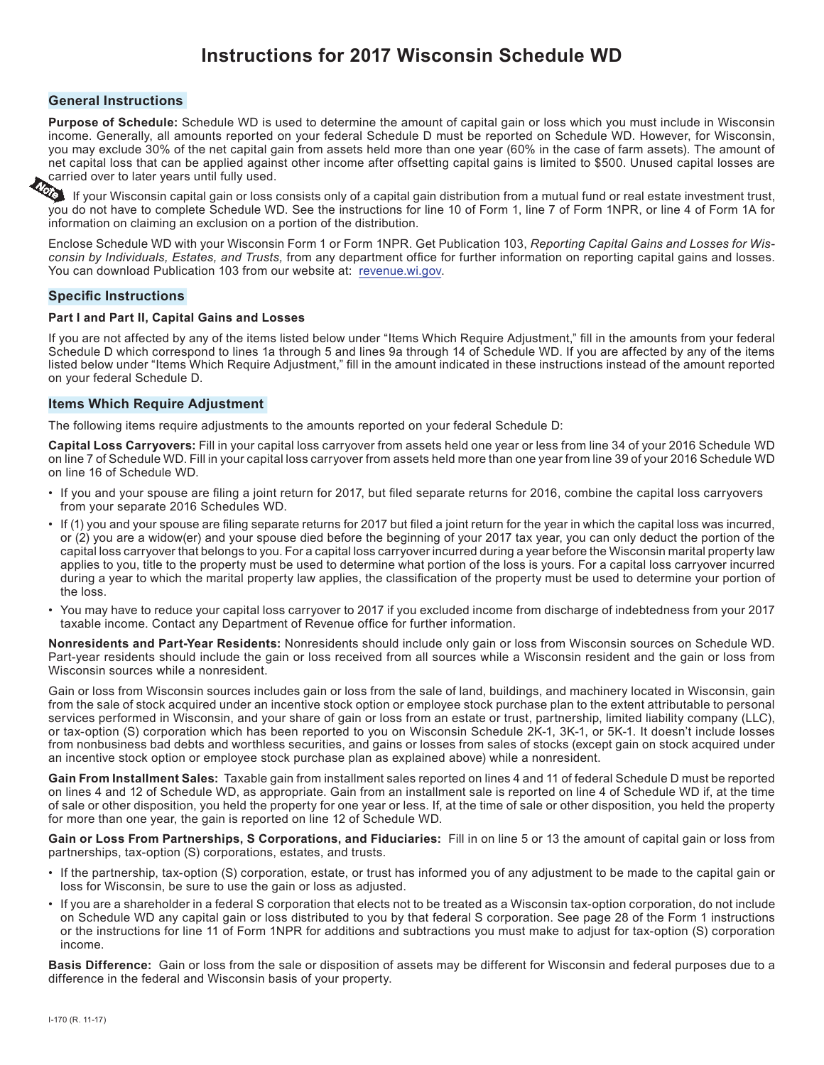# Instructions for 2017 Wisconsin Schedule WD

## General Instructions

**Purpose of Schedule:** Schedule WD is used to determine the amount of capital gain or loss which you must include in Wisconsin income. Generally, all amounts reported on your federal Schedule D must be reported on Schedule WD. However, for Wisconsin, you may exclude 30% of the net capital gain from assets held more than one year (60% in the case of farm assets). The amount of net capital loss that can be applied against other income after offsetting capital gains is limited to $500. Unused capital losses are carried over to later years until fully used.

**Note** If your Wisconsin capital gain or loss consists only of a capital gain distribution from a mutual fund or real estate investment trust, you do not have to complete Schedule WD. See the instructions for line 10 of Form 1, line 7 of Form 1NPR, or line 4 of Form 1A for information on claiming an exclusion on a portion of the distribution.

Enclose Schedule WD with your Wisconsin Form 1 or Form 1NPR. Get Publication 103, *Reporting Capital Gains and Losses for Wisconsin by Individuals, Estates, and Trusts,* from any department office for further information on reporting capital gains and losses. You can download Publication 103 from our website at: revenue.wi.gov.

## Specific Instructions

### Part I and Part II, Capital Gains and Losses

If you are not affected by any of the items listed below under "Items Which Require Adjustment," fill in the amounts from your federal Schedule D which correspond to lines 1a through 5 and lines 9a through 14 of Schedule WD. If you are affected by any of the items listed below under "Items Which Require Adjustment," fill in the amount indicated in these instructions instead of the amount reported on your federal Schedule D.

## Items Which Require Adjustment

The following items require adjustments to the amounts reported on your federal Schedule D:

**Capital Loss Carryovers:** Fill in your capital loss carryover from assets held one year or less from line 34 of your 2016 Schedule WD on line 7 of Schedule WD. Fill in your capital loss carryover from assets held more than one year from line 39 of your 2016 Schedule WD on line 16 of Schedule WD.

- If you and your spouse are filing a joint return for 2017, but filed separate returns for 2016, combine the capital loss carryovers from your separate 2016 Schedules WD.
- If (1) you and your spouse are filing separate returns for 2017 but filed a joint return for the year in which the capital loss was incurred, or (2) you are a widow(er) and your spouse died before the beginning of your 2017 tax year, you can only deduct the portion of the capital loss carryover that belongs to you. For a capital loss carryover incurred during a year before the Wisconsin marital property law applies to you, title to the property must be used to determine what portion of the loss is yours. For a capital loss carryover incurred during a year to which the marital property law applies, the classification of the property must be used to determine your portion of the loss.
- You may have to reduce your capital loss carryover to 2017 if you excluded income from discharge of indebtedness from your 2017 taxable income. Contact any Department of Revenue office for further information.

**Nonresidents and Part-Year Residents:** Nonresidents should include only gain or loss from Wisconsin sources on Schedule WD. Part-year residents should include the gain or loss received from all sources while a Wisconsin resident and the gain or loss from Wisconsin sources while a nonresident.

Gain or loss from Wisconsin sources includes gain or loss from the sale of land, buildings, and machinery located in Wisconsin, gain from the sale of stock acquired under an incentive stock option or employee stock purchase plan to the extent attributable to personal services performed in Wisconsin, and your share of gain or loss from an estate or trust, partnership, limited liability company (LLC), or tax-option (S) corporation which has been reported to you on Wisconsin Schedule 2K-1, 3K-1, or 5K-1. It doesn't include losses from nonbusiness bad debts and worthless securities, and gains or losses from sales of stocks (except gain on stock acquired under an incentive stock option or employee stock purchase plan as explained above) while a nonresident.

**Gain From Installment Sales:** Taxable gain from installment sales reported on lines 4 and 11 of federal Schedule D must be reported on lines 4 and 12 of Schedule WD, as appropriate. Gain from an installment sale is reported on line 4 of Schedule WD if, at the time of sale or other disposition, you held the property for one year or less. If, at the time of sale or other disposition, you held the property for more than one year, the gain is reported on line 12 of Schedule WD.

**Gain or Loss From Partnerships, S Corporations, and Fiduciaries:** Fill in on line 5 or 13 the amount of capital gain or loss from partnerships, tax-option (S) corporations, estates, and trusts.

- If the partnership, tax-option (S) corporation, estate, or trust has informed you of any adjustment to be made to the capital gain or loss for Wisconsin, be sure to use the gain or loss as adjusted.
- If you are a shareholder in a federal S corporation that elects not to be treated as a Wisconsin tax-option corporation, do not include on Schedule WD any capital gain or loss distributed to you by that federal S corporation. See page 28 of the Form 1 instructions or the instructions for line 11 of Form 1NPR for additions and subtractions you must make to adjust for tax-option (S) corporation income.

**Basis Difference:** Gain or loss from the sale or disposition of assets may be different for Wisconsin and federal purposes due to a difference in the federal and Wisconsin basis of your property.

I-170 (R. 11-17)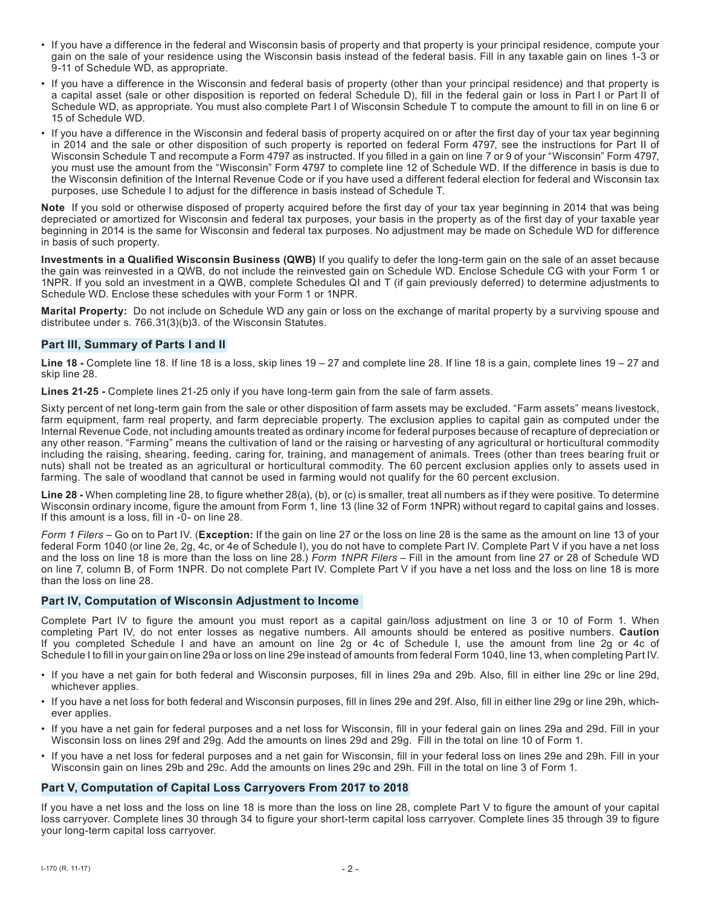- If you have a difference in the federal and Wisconsin basis of property and that property is your principal residence, compute your gain on the sale of your residence using the Wisconsin basis instead of the federal basis. Fill in any taxable gain on lines 1-3 or 9-11 of Schedule WD, as appropriate.
- If you have a difference in the Wisconsin and federal basis of property (other than your principal residence) and that property is a capital asset (sale or other disposition is reported on federal Schedule D), fill in the federal gain or loss in Part I or Part II of Schedule WD, as appropriate. You must also complete Part I of Wisconsin Schedule T to compute the amount to fill in on line 6 or 15 of Schedule WD.
- If you have a difference in the Wisconsin and federal basis of property acquired on or after the first day of your tax year beginning in 2014 and the sale or other disposition of such property is reported on federal Form 4797, see the instructions for Part II of Wisconsin Schedule T and recompute a Form 4797 as instructed. If you filled in a gain on line 7 or 9 of your "Wisconsin" Form 4797, you must use the amount from the "Wisconsin" Form 4797 to complete line 12 of Schedule WD. If the difference in basis is due to the Wisconsin definition of the Internal Revenue Code or if you have used a different federal election for federal and Wisconsin tax purposes, use Schedule I to adjust for the difference in basis instead of Schedule T.

**Note** If you sold or otherwise disposed of property acquired before the first day of your tax year beginning in 2014 that was being depreciated or amortized for Wisconsin and federal tax purposes, your basis in the property as of the first day of your taxable year beginning in 2014 is the same for Wisconsin and federal tax purposes. No adjustment may be made on Schedule WD for difference in basis of such property.

**Investments in a Qualified Wisconsin Business (QWB)** If you qualify to defer the long-term gain on the sale of an asset because the gain was reinvested in a QWB, do not include the reinvested gain on Schedule WD. Enclose Schedule CG with your Form 1 or 1NPR. If you sold an investment in a QWB, complete Schedules QI and T (if gain previously deferred) to determine adjustments to Schedule WD. Enclose these schedules with your Form 1 or 1NPR.

**Marital Property:** Do not include on Schedule WD any gain or loss on the exchange of marital property by a surviving spouse and distributee under s. 766.31(3)(b)3. of the Wisconsin Statutes.

## Part III, Summary of Parts I and II

**Line 18 -** Complete line 18. If line 18 is a loss, skip lines 19 – 27 and complete line 28. If line 18 is a gain, complete lines 19 – 27 and skip line 28.

**Lines 21-25 -** Complete lines 21-25 only if you have long-term gain from the sale of farm assets.

Sixty percent of net long-term gain from the sale or other disposition of farm assets may be excluded. "Farm assets" means livestock, farm equipment, farm real property, and farm depreciable property. The exclusion applies to capital gain as computed under the Internal Revenue Code, not including amounts treated as ordinary income for federal purposes because of recapture of depreciation or any other reason. "Farming" means the cultivation of land or the raising or harvesting of any agricultural or horticultural commodity including the raising, shearing, feeding, caring for, training, and management of animals. Trees (other than trees bearing fruit or nuts) shall not be treated as an agricultural or horticultural commodity. The 60 percent exclusion applies only to assets used in farming. The sale of woodland that cannot be used in farming would not qualify for the 60 percent exclusion.

**Line 28 -** When completing line 28, to figure whether 28(a), (b), or (c) is smaller, treat all numbers as if they were positive. To determine Wisconsin ordinary income, figure the amount from Form 1, line 13 (line 32 of Form 1NPR) without regard to capital gains and losses. If this amount is a loss, fill in -0- on line 28.

*Form 1 Filers* – Go on to Part IV. (**Exception:** If the gain on line 27 or the loss on line 28 is the same as the amount on line 13 of your federal Form 1040 (or line 2e, 2g, 4c, or 4e of Schedule I), you do not have to complete Part IV. Complete Part V if you have a net loss and the loss on line 18 is more than the loss on line 28.) *Form 1NPR Filers* – Fill in the amount from line 27 or 28 of Schedule WD on line 7, column B, of Form 1NPR. Do not complete Part IV. Complete Part V if you have a net loss and the loss on line 18 is more than the loss on line 28.

## Part IV, Computation of Wisconsin Adjustment to Income

Complete Part IV to figure the amount you must report as a capital gain/loss adjustment on line 3 or 10 of Form 1. When completing Part IV, do not enter losses as negative numbers. All amounts should be entered as positive numbers. **Caution** If you completed Schedule I and have an amount on line 2g or 4c of Schedule I, use the amount from line 2g or 4c of Schedule I to fill in your gain on line 29a or loss on line 29e instead of amounts from federal Form 1040, line 13, when completing Part IV.

- If you have a net gain for both federal and Wisconsin purposes, fill in lines 29a and 29b. Also, fill in either line 29c or line 29d, whichever applies.
- If you have a net loss for both federal and Wisconsin purposes, fill in lines 29e and 29f. Also, fill in either line 29g or line 29h, whichever applies.
- If you have a net gain for federal purposes and a net loss for Wisconsin, fill in your federal gain on lines 29a and 29d. Fill in your Wisconsin loss on lines 29f and 29g. Add the amounts on lines 29d and 29g. Fill in the total on line 10 of Form 1.
- If you have a net loss for federal purposes and a net gain for Wisconsin, fill in your federal loss on lines 29e and 29h. Fill in your Wisconsin gain on lines 29b and 29c. Add the amounts on lines 29c and 29h. Fill in the total on line 3 of Form 1.

## Part V, Computation of Capital Loss Carryovers From 2017 to 2018

If you have a net loss and the loss on line 18 is more than the loss on line 28, complete Part V to figure the amount of your capital loss carryover. Complete lines 30 through 34 to figure your short-term capital loss carryover. Complete lines 35 through 39 to figure your long-term capital loss carryover.

I-170 (R. 11-17)